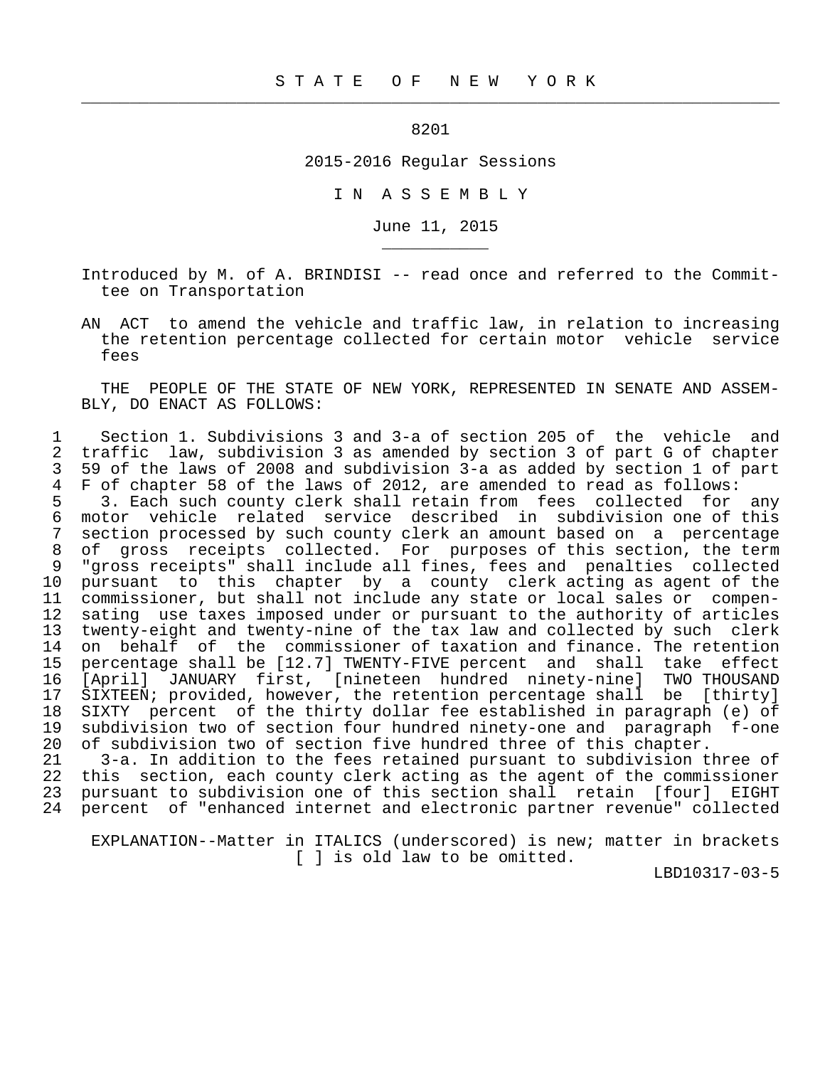# STATE OF NEW YORK

8201

2015-2016 Regular Sessions

IN ASSEMBLY

June 11, 2015

Introduced by M. of A. BRINDISI -- read once and referred to the Committee on Transportation

AN ACT to amend the vehicle and traffic law, in relation to increasing the retention percentage collected for certain motor vehicle service fees

THE PEOPLE OF THE STATE OF NEW YORK, REPRESENTED IN SENATE AND ASSEMBLY, DO ENACT AS FOLLOWS:

Section 1. Subdivisions 3 and 3-a of section 205 of the vehicle and traffic law, subdivision 3 as amended by section 3 of part G of chapter 59 of the laws of 2008 and subdivision 3-a as added by section 1 of part F of chapter 58 of the laws of 2012, are amended to read as follows:

3. Each such county clerk shall retain from fees collected for any motor vehicle related service described in subdivision one of this section processed by such county clerk an amount based on a percentage of gross receipts collected. For purposes of this section, the term "gross receipts" shall include all fines, fees and penalties collected pursuant to this chapter by a county clerk acting as agent of the commissioner, but shall not include any state or local sales or compensating use taxes imposed under or pursuant to the authority of articles twenty-eight and twenty-nine of the tax law and collected by such clerk on behalf of the commissioner of taxation and finance. The retention percentage shall be [12.7] TWENTY-FIVE percent and shall take effect [April] JANUARY first, [nineteen hundred ninety-nine] TWO THOUSAND SIXTEEN; provided, however, the retention percentage shall be [thirty] SIXTY percent of the thirty dollar fee established in paragraph (e) of subdivision two of section four hundred ninety-one and paragraph f-one of subdivision two of section five hundred three of this chapter.

3-a. In addition to the fees retained pursuant to subdivision three of this section, each county clerk acting as the agent of the commissioner pursuant to subdivision one of this section shall retain [four] EIGHT percent of "enhanced internet and electronic partner revenue" collected

EXPLANATION--Matter in ITALICS (underscored) is new; matter in brackets [ ] is old law to be omitted.

LBD10317-03-5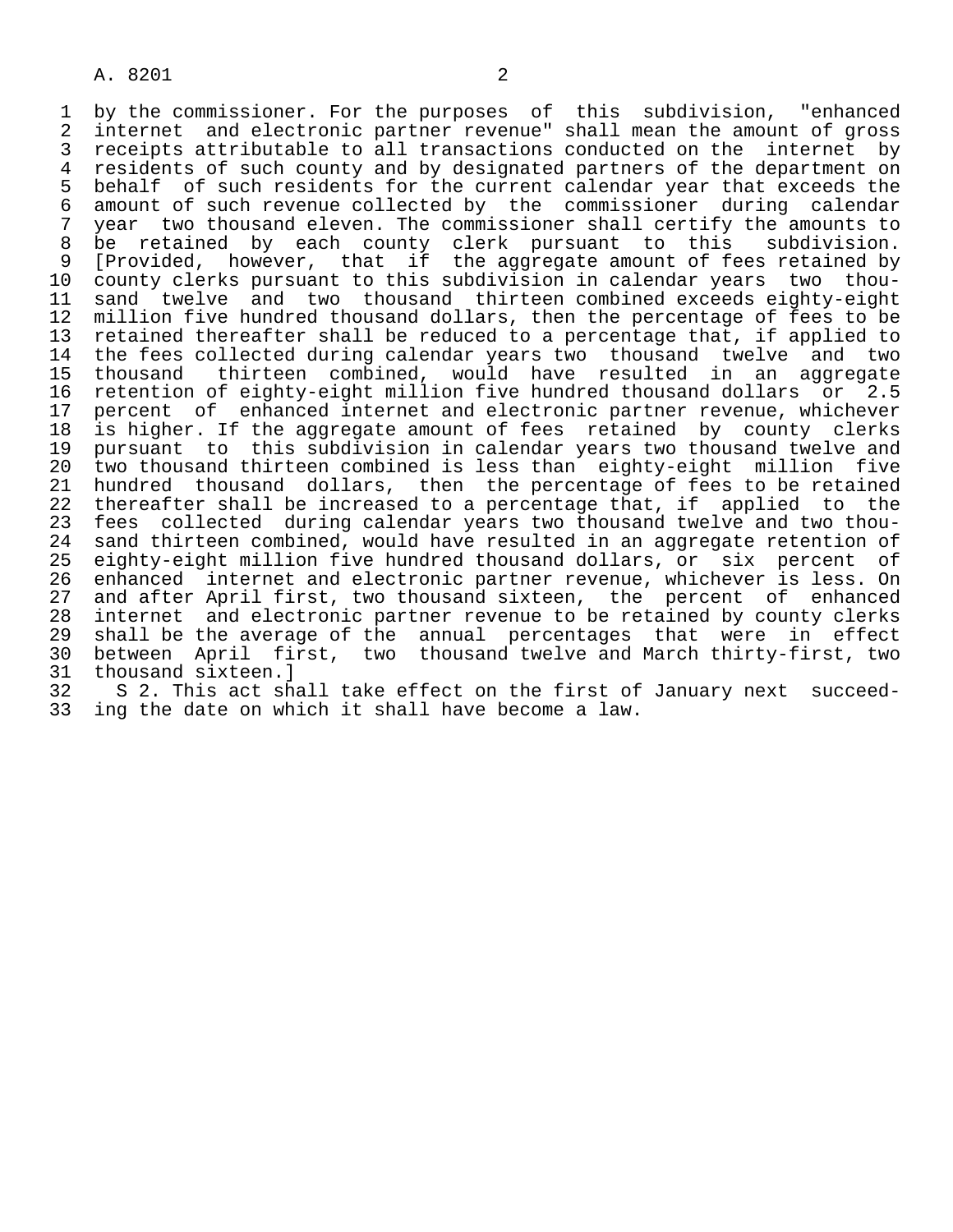by the commissioner. For the purposes of this subdivision, "enhanced internet and electronic partner revenue" shall mean the amount of gross receipts attributable to all transactions conducted on the internet by residents of such county and by designated partners of the department on behalf of such residents for the current calendar year that exceeds the amount of such revenue collected by the commissioner during calendar year two thousand eleven. The commissioner shall certify the amounts to be retained by each county clerk pursuant to this subdivision. [Provided, however, that if the aggregate amount of fees retained by county clerks pursuant to this subdivision in calendar years two thousand twelve and two thousand thirteen combined exceeds eighty-eight million five hundred thousand dollars, then the percentage of fees to be retained thereafter shall be reduced to a percentage that, if applied to the fees collected during calendar years two thousand twelve and two thousand thirteen combined, would have resulted in an aggregate retention of eighty-eight million five hundred thousand dollars or 2.5 percent of enhanced internet and electronic partner revenue, whichever is higher. If the aggregate amount of fees retained by county clerks pursuant to this subdivision in calendar years two thousand twelve and two thousand thirteen combined is less than eighty-eight million five hundred thousand dollars, then the percentage of fees to be retained thereafter shall be increased to a percentage that, if applied to the fees collected during calendar years two thousand twelve and two thousand thirteen combined, would have resulted in an aggregate retention of eighty-eight million five hundred thousand dollars, or six percent of enhanced internet and electronic partner revenue, whichever is less. On and after April first, two thousand sixteen, the percent of enhanced internet and electronic partner revenue to be retained by county clerks shall be the average of the annual percentages that were in effect between April first, two thousand twelve and March thirty-first, two thousand sixteen.]

S 2. This act shall take effect on the first of January next succeeding the date on which it shall have become a law.